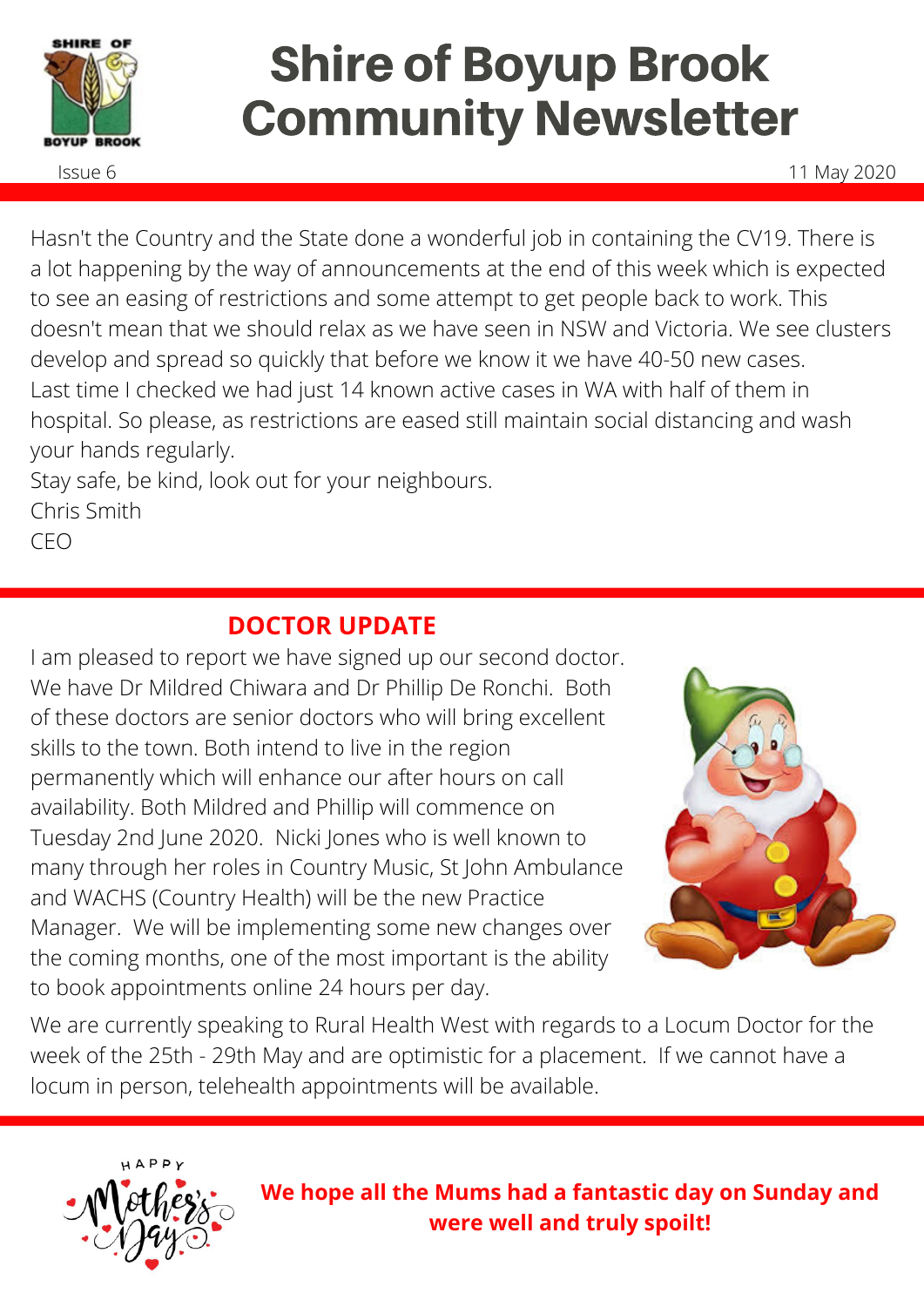# Shire of Boyup Brook Community Newsletter

Issue 6

11 May 2020

Hasn't the Country and the State done a wonderful job in containing the CV19. There is a lot happening by the way of announcements at the end of this week which is expected to see an easing of restrictions and some attempt to get people back to work. This doesn't mean that we should relax as we have seen in NSW and Victoria. We see clusters develop and spread so quickly that before we know it we have 40-50 new cases.
Last time I checked we had just 14 known active cases in WA with half of them in hospital. So please, as restrictions are eased still maintain social distancing and wash your hands regularly.
Stay safe, be kind, look out for your neighbours.
Chris Smith
CEO

## DOCTOR UPDATE

I am pleased to report we have signed up our second doctor. We have Dr Mildred Chiwara and Dr Phillip De Ronchi. Both of these doctors are senior doctors who will bring excellent skills to the town. Both intend to live in the region permanently which will enhance our after hours on call availability. Both Mildred and Phillip will commence on Tuesday 2nd June 2020. Nicki Jones who is well known to many through her roles in Country Music, St John Ambulance and WACHS (Country Health) will be the new Practice Manager. We will be implementing some new changes over the coming months, one of the most important is the ability to book appointments online 24 hours per day.

We are currently speaking to Rural Health West with regards to a Locum Doctor for the week of the 25th - 29th May and are optimistic for a placement. If we cannot have a locum in person, telehealth appointments will be available.

**We hope all the Mums had a fantastic day on Sunday and were well and truly spoilt!**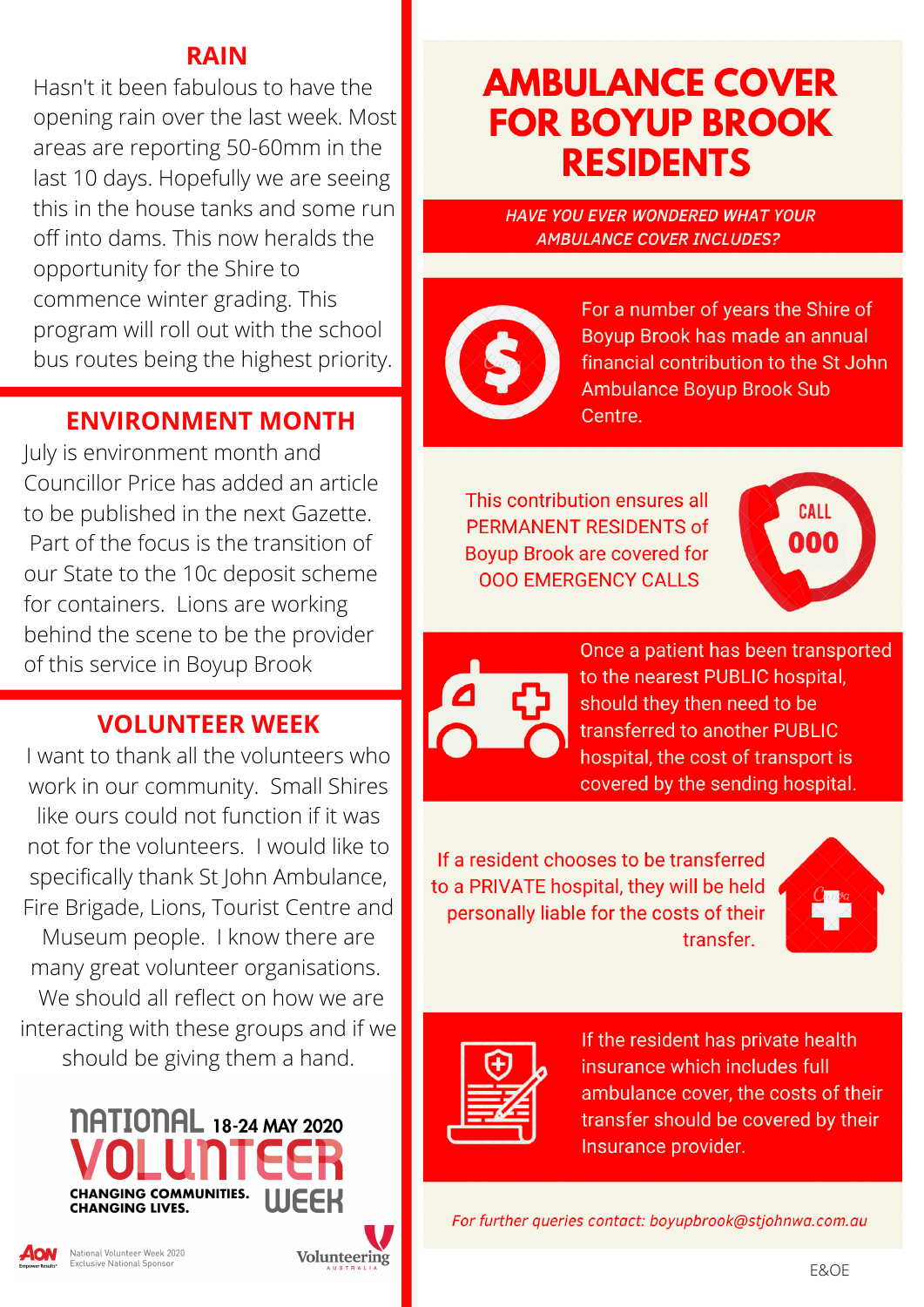## RAIN

Hasn't it been fabulous to have the opening rain over the last week. Most areas are reporting 50-60mm in the last 10 days. Hopefully we are seeing this in the house tanks and some run off into dams. This now heralds the opportunity for the Shire to commence winter grading. This program will roll out with the school bus routes being the highest priority.

## ENVIRONMENT MONTH

July is environment month and Councillor Price has added an article to be published in the next Gazette. Part of the focus is the transition of our State to the 10c deposit scheme for containers. Lions are working behind the scene to be the provider of this service in Boyup Brook

## VOLUNTEER WEEK

I want to thank all the volunteers who work in our community. Small Shires like ours could not function if it was not for the volunteers. I would like to specifically thank St John Ambulance, Fire Brigade, Lions, Tourist Centre and Museum people. I know there are many great volunteer organisations. We should all reflect on how we are interacting with these groups and if we should be giving them a hand.

NATIONAL 18-24 MAY 2020 VOLUNTEER WEEK

CHANGING COMMUNITIES. CHANGING LIVES.

AON National Volunteer Week 2020 Exclusive National Sponsor

Volunteering Australia

# AMBULANCE COVER FOR BOYUP BROOK RESIDENTS

*HAVE YOU EVER WONDERED WHAT YOUR AMBULANCE COVER INCLUDES?*

For a number of years the Shire of Boyup Brook has made an annual financial contribution to the St John Ambulance Boyup Brook Sub Centre.

This contribution ensures all PERMANENT RESIDENTS of Boyup Brook are covered for 000 EMERGENCY CALLS

CALL 000

Once a patient has been transported to the nearest PUBLIC hospital, should they then need to be transferred to another PUBLIC hospital, the cost of transport is covered by the sending hospital.

If a resident chooses to be transferred to a PRIVATE hospital, they will be held personally liable for the costs of their transfer.

If the resident has private health insurance which includes full ambulance cover, the costs of their transfer should be covered by their Insurance provider.

*For further queries contact: boyupbrook@stjohnwa.com.au*

E&OE